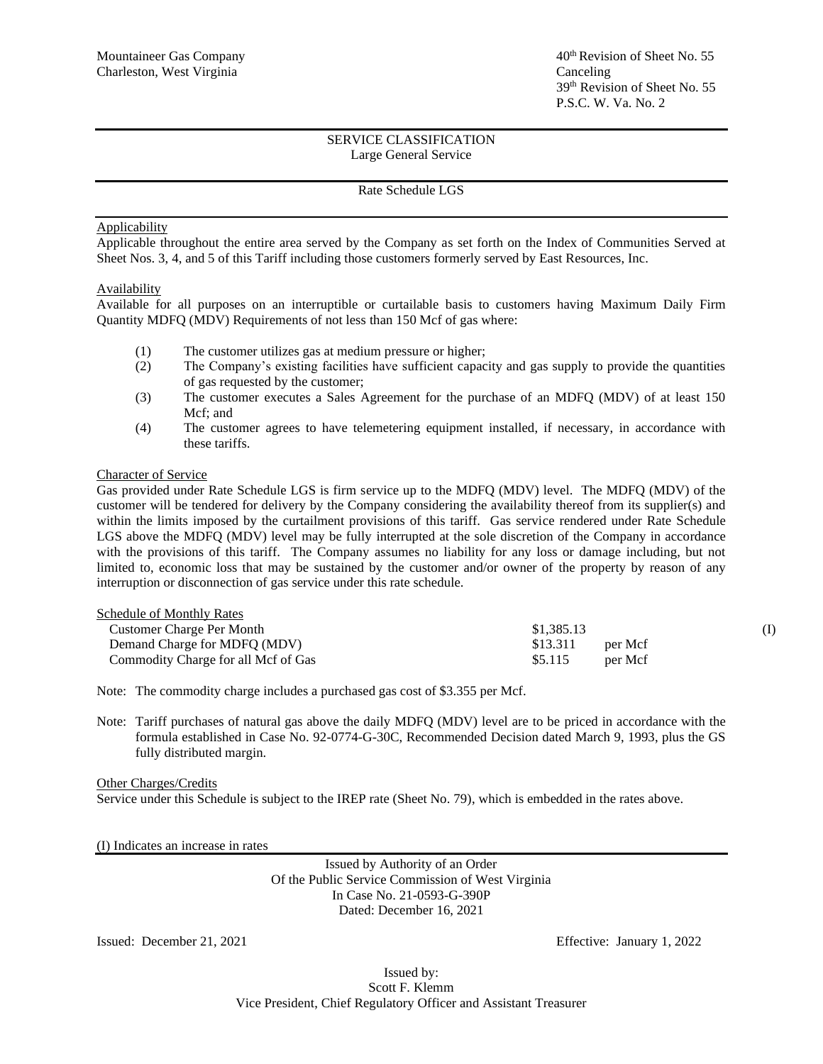Mountaineer Gas Company
Charleston, West Virginia

40th Revision of Sheet No. 55
Canceling
39th Revision of Sheet No. 55
P.S.C. W. Va. No. 2

SERVICE CLASSIFICATION
Large General Service

Rate Schedule LGS

Applicability

Applicable throughout the entire area served by the Company as set forth on the Index of Communities Served at Sheet Nos. 3, 4, and 5 of this Tariff including those customers formerly served by East Resources, Inc.

Availability

Available for all purposes on an interruptible or curtailable basis to customers having Maximum Daily Firm Quantity MDFQ (MDV) Requirements of not less than 150 Mcf of gas where:

(1) The customer utilizes gas at medium pressure or higher;
(2) The Company's existing facilities have sufficient capacity and gas supply to provide the quantities of gas requested by the customer;
(3) The customer executes a Sales Agreement for the purchase of an MDFQ (MDV) of at least 150 Mcf; and
(4) The customer agrees to have telemetering equipment installed, if necessary, in accordance with these tariffs.

Character of Service

Gas provided under Rate Schedule LGS is firm service up to the MDFQ (MDV) level. The MDFQ (MDV) of the customer will be tendered for delivery by the Company considering the availability thereof from its supplier(s) and within the limits imposed by the curtailment provisions of this tariff. Gas service rendered under Rate Schedule LGS above the MDFQ (MDV) level may be fully interrupted at the sole discretion of the Company in accordance with the provisions of this tariff. The Company assumes no liability for any loss or damage including, but not limited to, economic loss that may be sustained by the customer and/or owner of the property by reason of any interruption or disconnection of gas service under this rate schedule.

Schedule of Monthly Rates

| | | | |
|---|---|---|---|
| Customer Charge Per Month | $1,385.13 | | (I) |
| Demand Charge for MDFQ (MDV) | $13.311 | per Mcf | |
| Commodity Charge for all Mcf of Gas | $5.115 | per Mcf | |

Note: The commodity charge includes a purchased gas cost of $3.355 per Mcf.

Note: Tariff purchases of natural gas above the daily MDFQ (MDV) level are to be priced in accordance with the formula established in Case No. 92-0774-G-30C, Recommended Decision dated March 9, 1993, plus the GS fully distributed margin.

Other Charges/Credits

Service under this Schedule is subject to the IREP rate (Sheet No. 79), which is embedded in the rates above.

(I) Indicates an increase in rates

Issued by Authority of an Order
Of the Public Service Commission of West Virginia
In Case No. 21-0593-G-390P
Dated: December 16, 2021

Issued: December 21, 2021

Effective: January 1, 2022

Issued by:
Scott F. Klemm
Vice President, Chief Regulatory Officer and Assistant Treasurer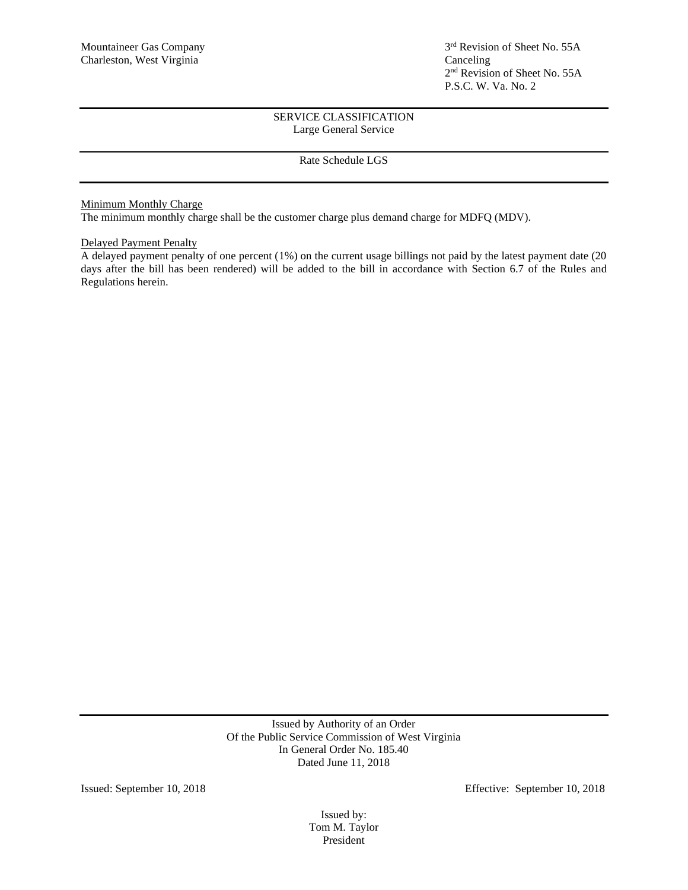Mountaineer Gas Company
Charleston, West Virginia

3rd Revision of Sheet No. 55A
Canceling
2nd Revision of Sheet No. 55A
P.S.C. W. Va. No. 2

SERVICE CLASSIFICATION
Large General Service

Rate Schedule LGS

Minimum Monthly Charge

The minimum monthly charge shall be the customer charge plus demand charge for MDFQ (MDV).

Delayed Payment Penalty

A delayed payment penalty of one percent (1%) on the current usage billings not paid by the latest payment date (20 days after the bill has been rendered) will be added to the bill in accordance with Section 6.7 of the Rules and Regulations herein.

Issued by Authority of an Order
Of the Public Service Commission of West Virginia
In General Order No. 185.40
Dated June 11, 2018

Issued: September 10, 2018

Effective: September 10, 2018

Issued by:
Tom M. Taylor
President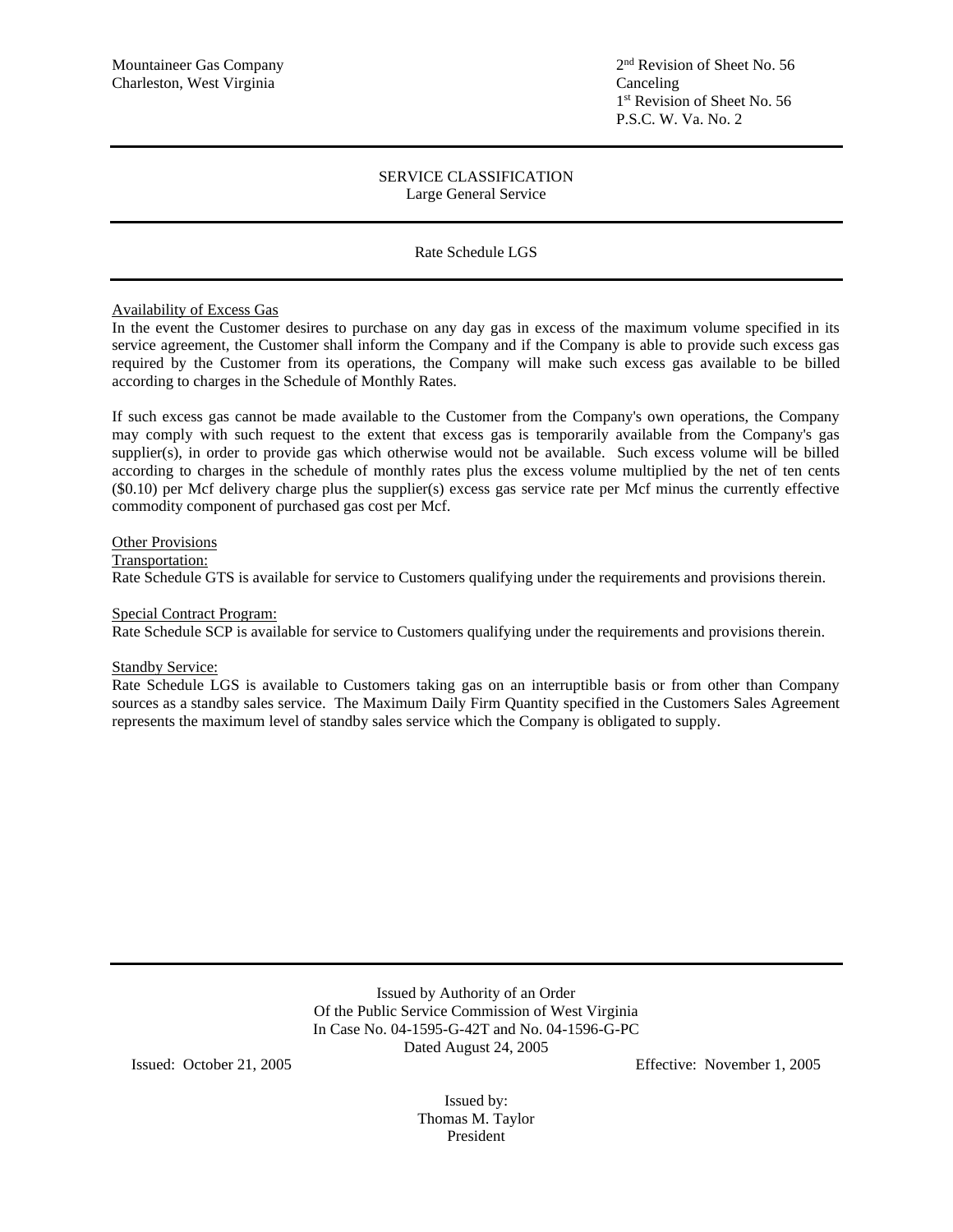Mountaineer Gas Company
Charleston, West Virginia

2nd Revision of Sheet No. 56
Canceling
1st Revision of Sheet No. 56
P.S.C. W. Va. No. 2

SERVICE CLASSIFICATION
Large General Service

Rate Schedule LGS

Availability of Excess Gas

In the event the Customer desires to purchase on any day gas in excess of the maximum volume specified in its service agreement, the Customer shall inform the Company and if the Company is able to provide such excess gas required by the Customer from its operations, the Company will make such excess gas available to be billed according to charges in the Schedule of Monthly Rates.

If such excess gas cannot be made available to the Customer from the Company's own operations, the Company may comply with such request to the extent that excess gas is temporarily available from the Company's gas supplier(s), in order to provide gas which otherwise would not be available. Such excess volume will be billed according to charges in the schedule of monthly rates plus the excess volume multiplied by the net of ten cents ($0.10) per Mcf delivery charge plus the supplier(s) excess gas service rate per Mcf minus the currently effective commodity component of purchased gas cost per Mcf.

Other Provisions

Transportation:

Rate Schedule GTS is available for service to Customers qualifying under the requirements and provisions therein.

Special Contract Program:

Rate Schedule SCP is available for service to Customers qualifying under the requirements and provisions therein.

Standby Service:

Rate Schedule LGS is available to Customers taking gas on an interruptible basis or from other than Company sources as a standby sales service. The Maximum Daily Firm Quantity specified in the Customers Sales Agreement represents the maximum level of standby sales service which the Company is obligated to supply.

Issued by Authority of an Order
Of the Public Service Commission of West Virginia
In Case No. 04-1595-G-42T and No. 04-1596-G-PC
Dated August 24, 2005

Issued: October 21, 2005

Effective: November 1, 2005

Issued by:
Thomas M. Taylor
President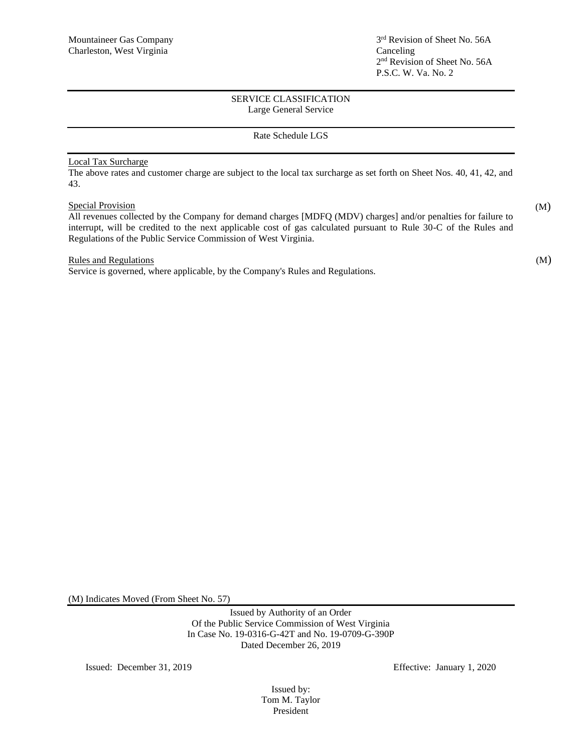Mountaineer Gas Company
Charleston, West Virginia

3rd Revision of Sheet No. 56A
Canceling
2nd Revision of Sheet No. 56A
P.S.C. W. Va. No. 2

SERVICE CLASSIFICATION
Large General Service

Rate Schedule LGS

Local Tax Surcharge

The above rates and customer charge are subject to the local tax surcharge as set forth on Sheet Nos. 40, 41, 42, and 43.

Special Provision (M)

All revenues collected by the Company for demand charges [MDFQ (MDV) charges] and/or penalties for failure to interrupt, will be credited to the next applicable cost of gas calculated pursuant to Rule 30-C of the Rules and Regulations of the Public Service Commission of West Virginia.

Rules and Regulations (M)

Service is governed, where applicable, by the Company's Rules and Regulations.

(M) Indicates Moved (From Sheet No. 57)

Issued by Authority of an Order
Of the Public Service Commission of West Virginia
In Case No. 19-0316-G-42T and No. 19-0709-G-390P
Dated December 26, 2019

Issued: December 31, 2019

Effective: January 1, 2020

Issued by:
Tom M. Taylor
President